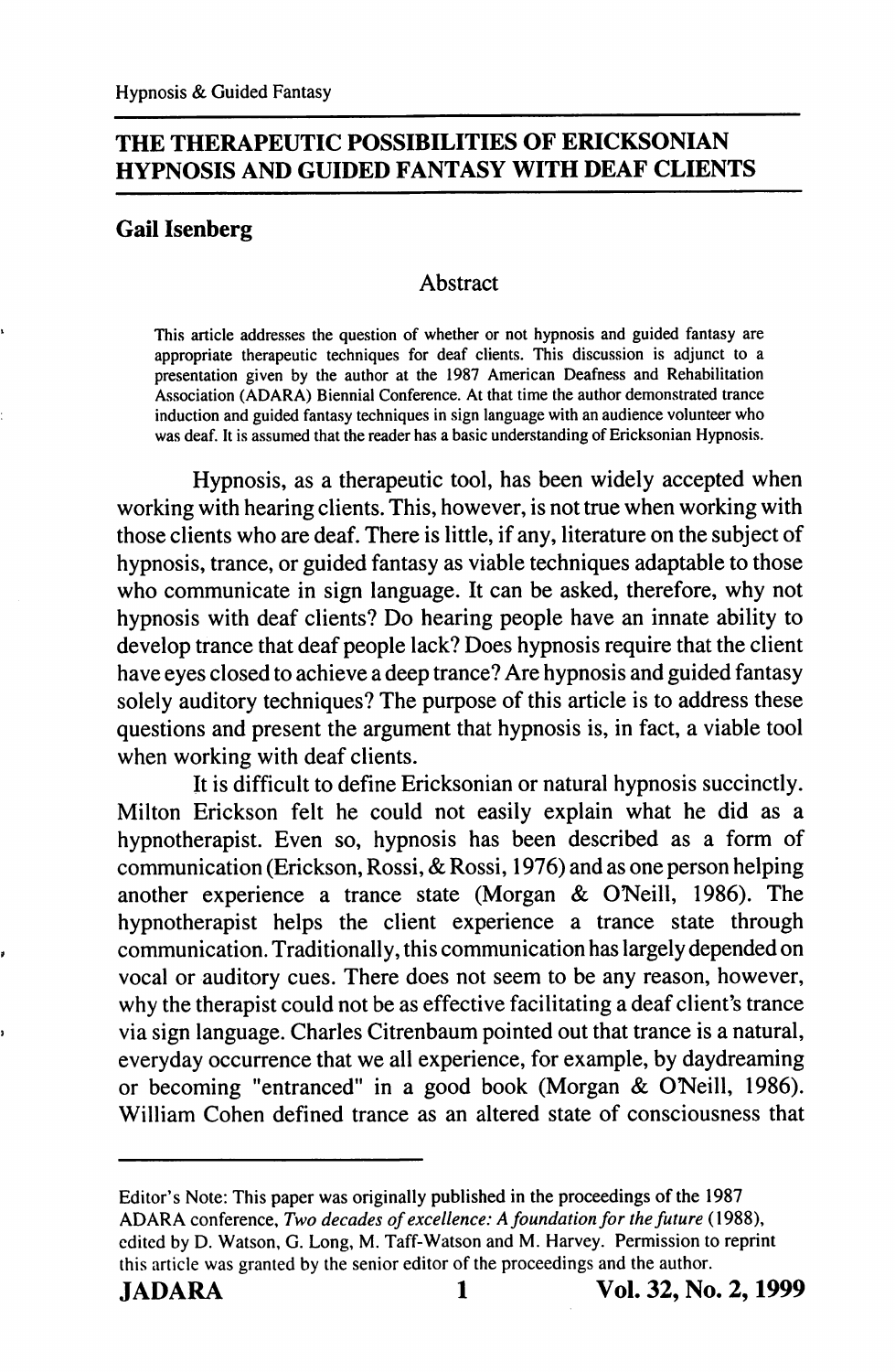# THE THERAPEUTIC POSSIBILITIES OF ERICKSONIAN HYPNOSIS AND GUIDED FANTASY WITH DEAF CLIENTS

## Gail Isenberg

### Abstract

This article addresses the question of whether or not hypnosis and guided fantasy are appropriate therapeutic techniques for deaf clients. This discussion is adjunct to a presentation given by the author at the 1987 American Deafness and Rehabilitation Association (ADARA) Biennial Conference. At that time the author demonstrated trance induction and guided fantasy techniques in sign language with an audience volunteer who was deaf. It is assumed that the reader has a basic understanding of Ericksonian Hypnosis.

Hypnosis, as a therapeutic tool, has been widely accepted when working with hearing clients. This, however, is not true when working with those clients who are deaf. There is little, if any, literature on the subject of hypnosis, trance, or guided fantasy as viable techniques adaptable to those who communicate in sign language. It can be asked, therefore, why not hypnosis with deaf clients? Do hearing people have an innate ability to develop trance that deaf people lack? Does hypnosis require that the client have eyes closed to achieve a deep trance? Are hypnosis and guided fantasy solely auditory techniques? The purpose of this article is to address these questions and present the argument that hypnosis is, in fact, a viable tool when working with deaf clients.

It is difficult to define Ericksonian or natural hypnosis succinctly. Milton Erickson felt he could not easily explain what he did as a hypnotherapist. Even so, hypnosis has been described as a form of communication (Erickson, Rossi, & Rossi, 1976) and as one person helping another experience a trance state (Morgan & O'Neill, 1986). The hypnotherapist helps the client experience a trance state through communication. Traditionally, this communication has largely depended on vocal or auditory cues. There does not seem to be any reason, however, why the therapist could not be as effective facilitating a deaf client's trance via sign language. Charles Citrenbaum pointed out that trance is a natural, everyday occurrence that we all experience, for example, by daydreaming or becoming "entranced" in a good book (Morgan & O'Neill, 1986). William Cohen defined trance as an altered state of consciousness that

---

Editor's Note: This paper was originally published in the proceedings of the 1987 ADARA conference, *Two decades of excellence: A foundation for the future* (1988), edited by D. Watson, G. Long, M. Taff-Watson and M. Harvey. Permission to reprint this article was granted by the senior editor of the proceedings and the author.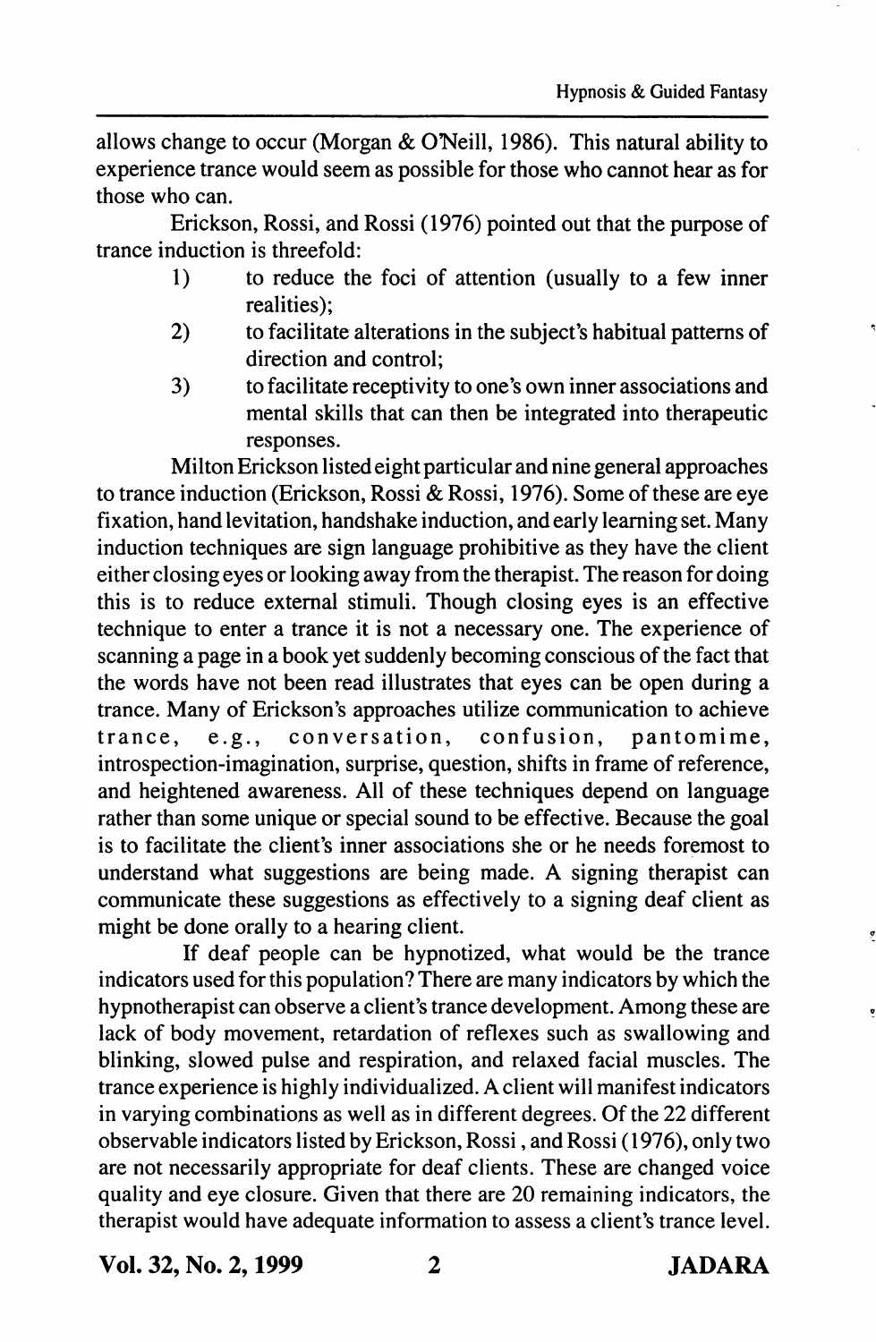allows change to occur (Morgan & O'Neill, 1986). This natural ability to experience trance would seem as possible for those who cannot hear as for those who can.

Erickson, Rossi, and Rossi (1976) pointed out that the purpose of trance induction is threefold:

1) to reduce the foci of attention (usually to a few inner realities);
2) to facilitate alterations in the subject's habitual patterns of direction and control;
3) to facilitate receptivity to one's own inner associations and mental skills that can then be integrated into therapeutic responses.

Milton Erickson listed eight particular and nine general approaches to trance induction (Erickson, Rossi & Rossi, 1976). Some of these are eye fixation, hand levitation, handshake induction, and early learning set. Many induction techniques are sign language prohibitive as they have the client either closing eyes or looking away from the therapist. The reason for doing this is to reduce external stimuli. Though closing eyes is an effective technique to enter a trance it is not a necessary one. The experience of scanning a page in a book yet suddenly becoming conscious of the fact that the words have not been read illustrates that eyes can be open during a trance. Many of Erickson's approaches utilize communication to achieve trance, e.g., conversation, confusion, pantomime, introspection-imagination, surprise, question, shifts in frame of reference, and heightened awareness. All of these techniques depend on language rather than some unique or special sound to be effective. Because the goal is to facilitate the client's inner associations she or he needs foremost to understand what suggestions are being made. A signing therapist can communicate these suggestions as effectively to a signing deaf client as might be done orally to a hearing client.

If deaf people can be hypnotized, what would be the trance indicators used for this population? There are many indicators by which the hypnotherapist can observe a client's trance development. Among these are lack of body movement, retardation of reflexes such as swallowing and blinking, slowed pulse and respiration, and relaxed facial muscles. The trance experience is highly individualized. A client will manifest indicators in varying combinations as well as in different degrees. Of the 22 different observable indicators listed by Erickson, Rossi, and Rossi (1976), only two are not necessarily appropriate for deaf clients. These are changed voice quality and eye closure. Given that there are 20 remaining indicators, the therapist would have adequate information to assess a client's trance level.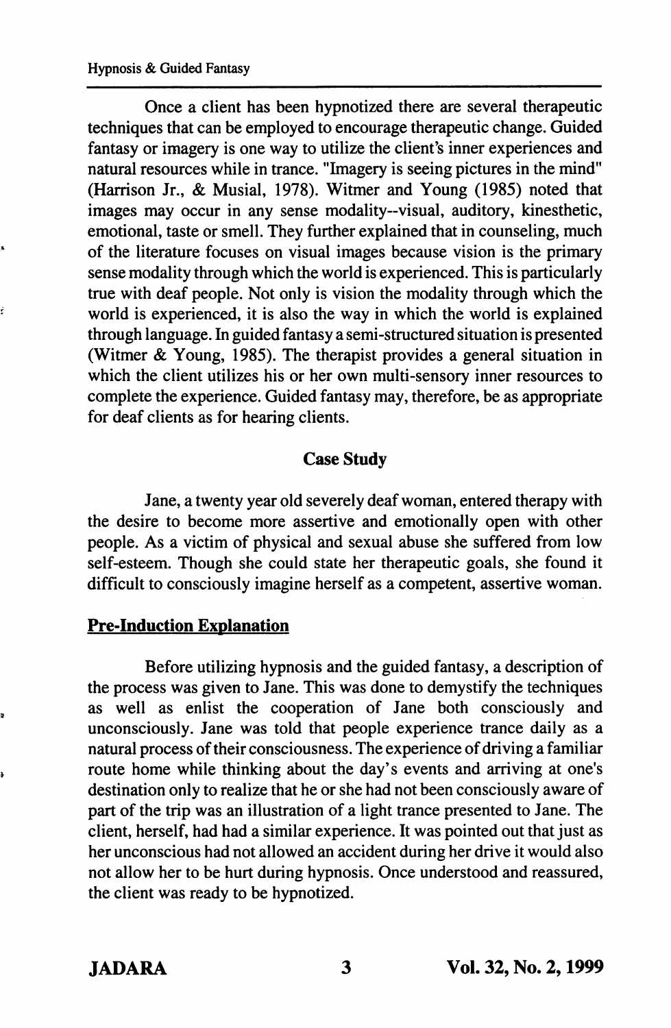Once a client has been hypnotized there are several therapeutic techniques that can be employed to encourage therapeutic change. Guided fantasy or imagery is one way to utilize the client's inner experiences and natural resources while in trance. "Imagery is seeing pictures in the mind" (Harrison Jr., & Musial, 1978). Witmer and Young (1985) noted that images may occur in any sense modality--visual, auditory, kinesthetic, emotional, taste or smell. They further explained that in counseling, much of the literature focuses on visual images because vision is the primary sense modality through which the world is experienced. This is particularly true with deaf people. Not only is vision the modality through which the world is experienced, it is also the way in which the world is explained through language. In guided fantasy a semi-structured situation is presented (Witmer & Young, 1985). The therapist provides a general situation in which the client utilizes his or her own multi-sensory inner resources to complete the experience. Guided fantasy may, therefore, be as appropriate for deaf clients as for hearing clients.

## Case Study

Jane, a twenty year old severely deaf woman, entered therapy with the desire to become more assertive and emotionally open with other people. As a victim of physical and sexual abuse she suffered from low self-esteem. Though she could state her therapeutic goals, she found it difficult to consciously imagine herself as a competent, assertive woman.

### Pre-Induction Explanation

Before utilizing hypnosis and the guided fantasy, a description of the process was given to Jane. This was done to demystify the techniques as well as enlist the cooperation of Jane both consciously and unconsciously. Jane was told that people experience trance daily as a natural process of their consciousness. The experience of driving a familiar route home while thinking about the day's events and arriving at one's destination only to realize that he or she had not been consciously aware of part of the trip was an illustration of a light trance presented to Jane. The client, herself, had had a similar experience. It was pointed out that just as her unconscious had not allowed an accident during her drive it would also not allow her to be hurt during hypnosis. Once understood and reassured, the client was ready to be hypnotized.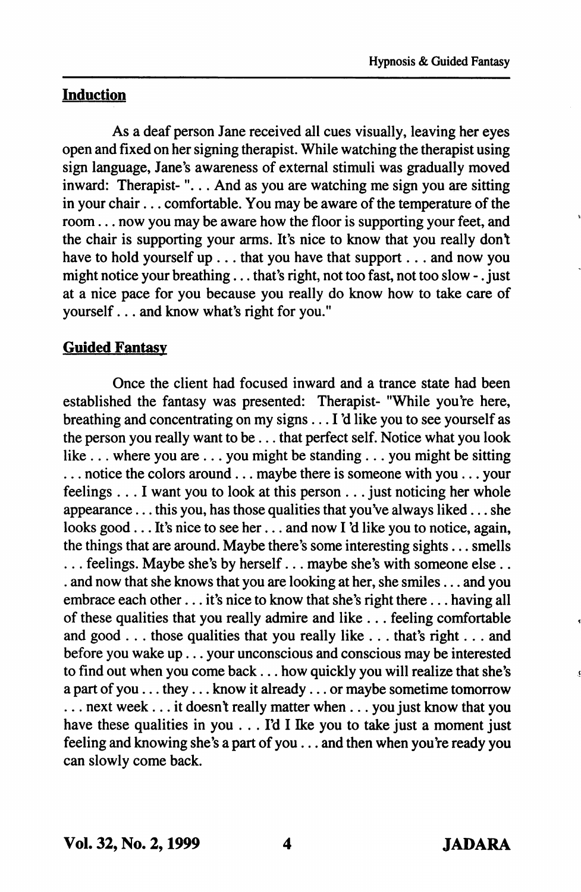## Induction

As a deaf person Jane received all cues visually, leaving her eyes open and fixed on her signing therapist. While watching the therapist using sign language, Jane's awareness of external stimuli was gradually moved inward: Therapist- ". . . And as you are watching me sign you are sitting in your chair . . . comfortable. You may be aware of the temperature of the room . . . now you may be aware how the floor is supporting your feet, and the chair is supporting your arms. It's nice to know that you really don't have to hold yourself up . . . that you have that support . . . and now you might notice your breathing . . . that's right, not too fast, not too slow - . just at a nice pace for you because you really do know how to take care of yourself . . . and know what's right for you."

## Guided Fantasy

Once the client had focused inward and a trance state had been established the fantasy was presented: Therapist- "While you're here, breathing and concentrating on my signs . . . I 'd like you to see yourself as the person you really want to be . . . that perfect self. Notice what you look like . . . where you are . . . you might be standing . . . you might be sitting . . . notice the colors around . . . maybe there is someone with you . . . your feelings . . . I want you to look at this person . . . just noticing her whole appearance . . . this you, has those qualities that you've always liked . . . she looks good . . . It's nice to see her . . . and now I 'd like you to notice, again, the things that are around. Maybe there's some interesting sights . . . smells . . . feelings. Maybe she's by herself . . . maybe she's with someone else . . . and now that she knows that you are looking at her, she smiles . . . and you embrace each other . . . it's nice to know that she's right there . . . having all of these qualities that you really admire and like . . . feeling comfortable and good . . . those qualities that you really like . . . that's right . . . and before you wake up . . . your unconscious and conscious may be interested to find out when you come back . . . how quickly you will realize that she's a part of you . . . they . . . know it already . . . or maybe sometime tomorrow . . . next week . . . it doesn't really matter when . . . you just know that you have these qualities in you . . . I'd I Ike you to take just a moment just feeling and knowing she's a part of you . . . and then when you're ready you can slowly come back.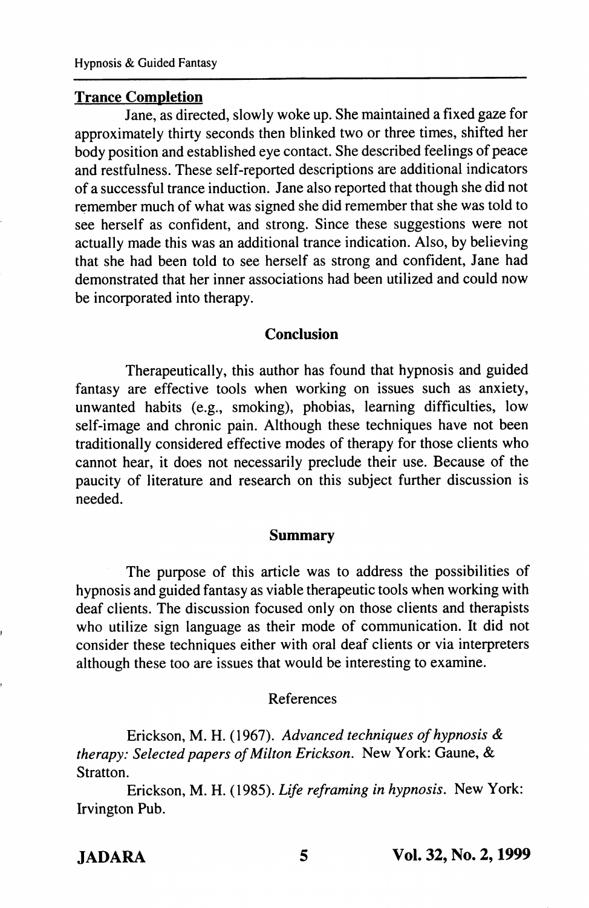## Trance Completion

Jane, as directed, slowly woke up. She maintained a fixed gaze for approximately thirty seconds then blinked two or three times, shifted her body position and established eye contact. She described feelings of peace and restfulness. These self-reported descriptions are additional indicators of a successful trance induction. Jane also reported that though she did not remember much of what was signed she did remember that she was told to see herself as confident, and strong. Since these suggestions were not actually made this was an additional trance indication. Also, by believing that she had been told to see herself as strong and confident, Jane had demonstrated that her inner associations had been utilized and could now be incorporated into therapy.

## Conclusion

Therapeutically, this author has found that hypnosis and guided fantasy are effective tools when working on issues such as anxiety, unwanted habits (e.g., smoking), phobias, learning difficulties, low self-image and chronic pain. Although these techniques have not been traditionally considered effective modes of therapy for those clients who cannot hear, it does not necessarily preclude their use. Because of the paucity of literature and research on this subject further discussion is needed.

## Summary

The purpose of this article was to address the possibilities of hypnosis and guided fantasy as viable therapeutic tools when working with deaf clients. The discussion focused only on those clients and therapists who utilize sign language as their mode of communication. It did not consider these techniques either with oral deaf clients or via interpreters although these too are issues that would be interesting to examine.

## References

Erickson, M. H. (1967). *Advanced techniques of hypnosis & therapy: Selected papers of Milton Erickson.* New York: Gaune, & Stratton.

Erickson, M. H. (1985). *Life reframing in hypnosis.* New York: Irvington Pub.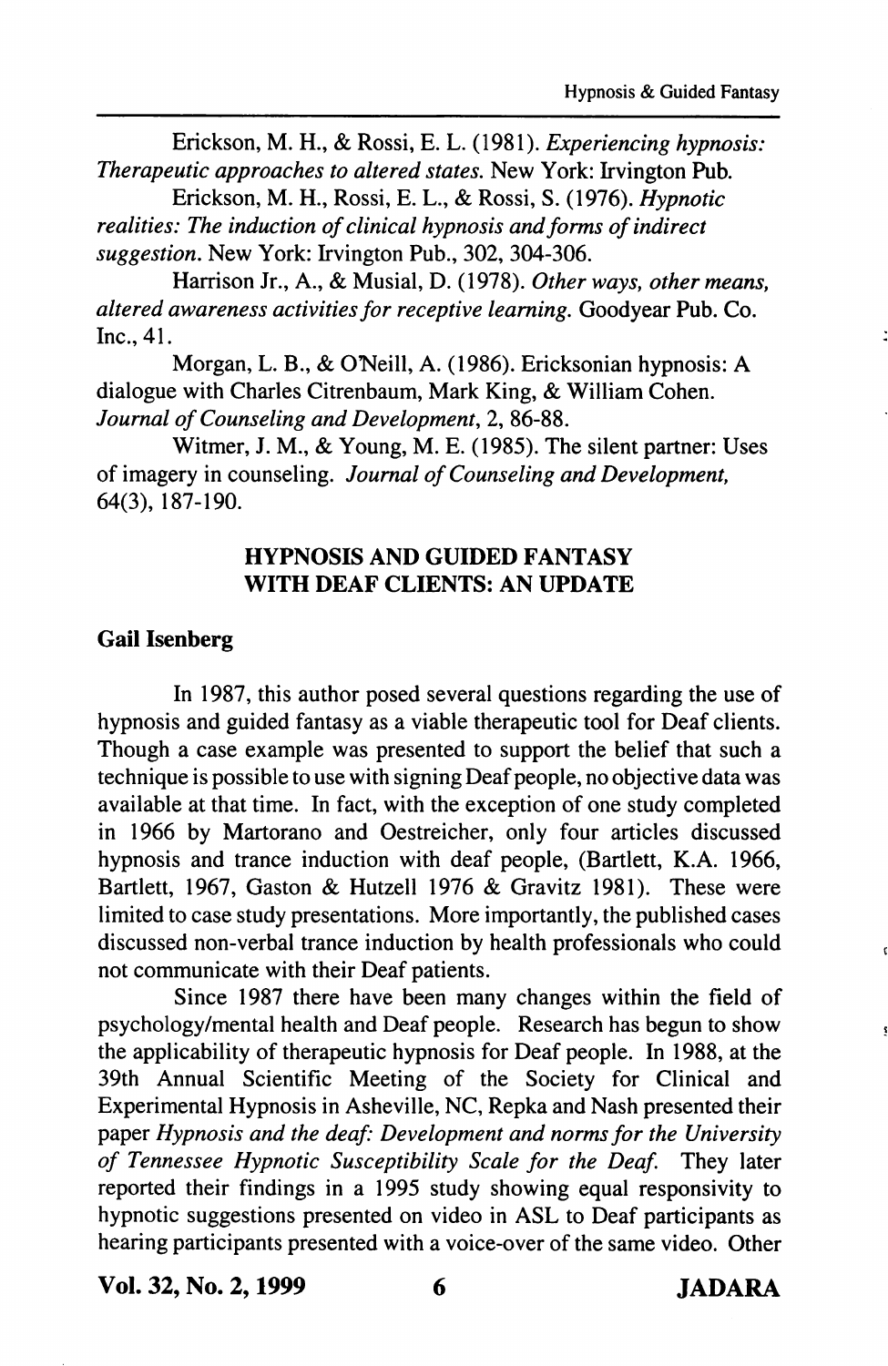Erickson, M. H., & Rossi, E. L. (1981). *Experiencing hypnosis: Therapeutic approaches to altered states.* New York: Irvington Pub.

Erickson, M. H., Rossi, E. L., & Rossi, S. (1976). *Hypnotic realities: The induction of clinical hypnosis and forms of indirect suggestion.* New York: Irvington Pub., 302, 304-306.

Harrison Jr., A., & Musial, D. (1978). *Other ways, other means, altered awareness activities for receptive learning.* Goodyear Pub. Co. Inc., 41.

Morgan, L. B., & O'Neill, A. (1986). Ericksonian hypnosis: A dialogue with Charles Citrenbaum, Mark King, & William Cohen. *Journal of Counseling and Development*, 2, 86-88.

Witmer, J. M., & Young, M. E. (1985). The silent partner: Uses of imagery in counseling. *Journal of Counseling and Development,* 64(3), 187-190.

## HYPNOSIS AND GUIDED FANTASY WITH DEAF CLIENTS: AN UPDATE

**Gail Isenberg**

In 1987, this author posed several questions regarding the use of hypnosis and guided fantasy as a viable therapeutic tool for Deaf clients. Though a case example was presented to support the belief that such a technique is possible to use with signing Deaf people, no objective data was available at that time. In fact, with the exception of one study completed in 1966 by Martorano and Oestreicher, only four articles discussed hypnosis and trance induction with deaf people, (Bartlett, K.A. 1966, Bartlett, 1967, Gaston & Hutzell 1976 & Gravitz 1981). These were limited to case study presentations. More importantly, the published cases discussed non-verbal trance induction by health professionals who could not communicate with their Deaf patients.

Since 1987 there have been many changes within the field of psychology/mental health and Deaf people. Research has begun to show the applicability of therapeutic hypnosis for Deaf people. In 1988, at the 39th Annual Scientific Meeting of the Society for Clinical and Experimental Hypnosis in Asheville, NC, Repka and Nash presented their paper *Hypnosis and the deaf: Development and norms for the University of Tennessee Hypnotic Susceptibility Scale for the Deaf.* They later reported their findings in a 1995 study showing equal responsivity to hypnotic suggestions presented on video in ASL to Deaf participants as hearing participants presented with a voice-over of the same video. Other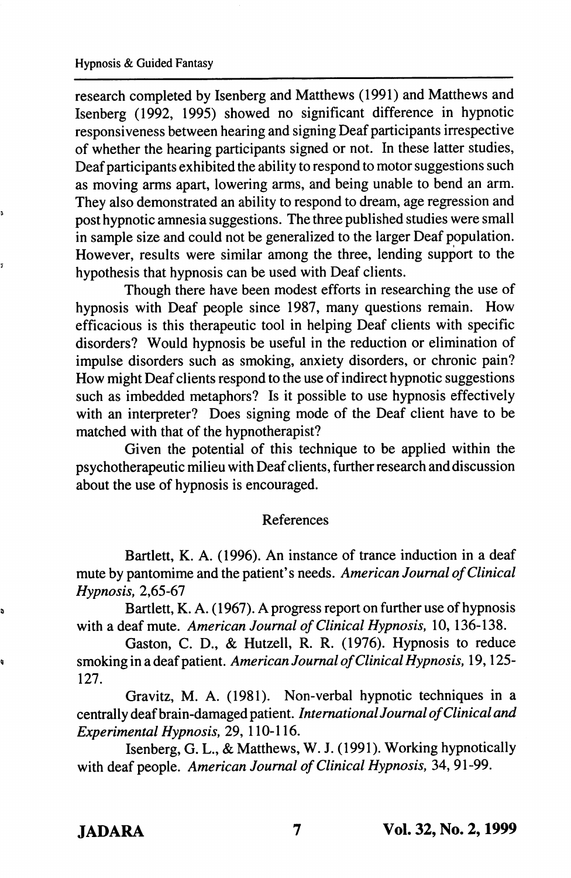research completed by Isenberg and Matthews (1991) and Matthews and Isenberg (1992, 1995) showed no significant difference in hypnotic responsiveness between hearing and signing Deaf participants irrespective of whether the hearing participants signed or not. In these latter studies, Deaf participants exhibited the ability to respond to motor suggestions such as moving arms apart, lowering arms, and being unable to bend an arm. They also demonstrated an ability to respond to dream, age regression and post hypnotic amnesia suggestions. The three published studies were small in sample size and could not be generalized to the larger Deaf population. However, results were similar among the three, lending support to the hypothesis that hypnosis can be used with Deaf clients.

Though there have been modest efforts in researching the use of hypnosis with Deaf people since 1987, many questions remain. How efficacious is this therapeutic tool in helping Deaf clients with specific disorders? Would hypnosis be useful in the reduction or elimination of impulse disorders such as smoking, anxiety disorders, or chronic pain? How might Deaf clients respond to the use of indirect hypnotic suggestions such as imbedded metaphors? Is it possible to use hypnosis effectively with an interpreter? Does signing mode of the Deaf client have to be matched with that of the hypnotherapist?

Given the potential of this technique to be applied within the psychotherapeutic milieu with Deaf clients, further research and discussion about the use of hypnosis is encouraged.

## References

Bartlett, K. A. (1996). An instance of trance induction in a deaf mute by pantomime and the patient's needs. *American Journal of Clinical Hypnosis,* 2,65-67

Bartlett, K. A. (1967). A progress report on further use of hypnosis with a deaf mute. *American Journal of Clinical Hypnosis,* 10, 136-138.

Gaston, C. D., & Hutzell, R. R. (1976). Hypnosis to reduce smoking in a deaf patient. *American Journal of Clinical Hypnosis,* 19, 125-127.

Gravitz, M. A. (1981). Non-verbal hypnotic techniques in a centrally deaf brain-damaged patient. *International Journal of Clinical and Experimental Hypnosis,* 29, 110-116.

Isenberg, G. L., & Matthews, W. J. (1991). Working hypnotically with deaf people. *American Journal of Clinical Hypnosis,* 34, 91-99.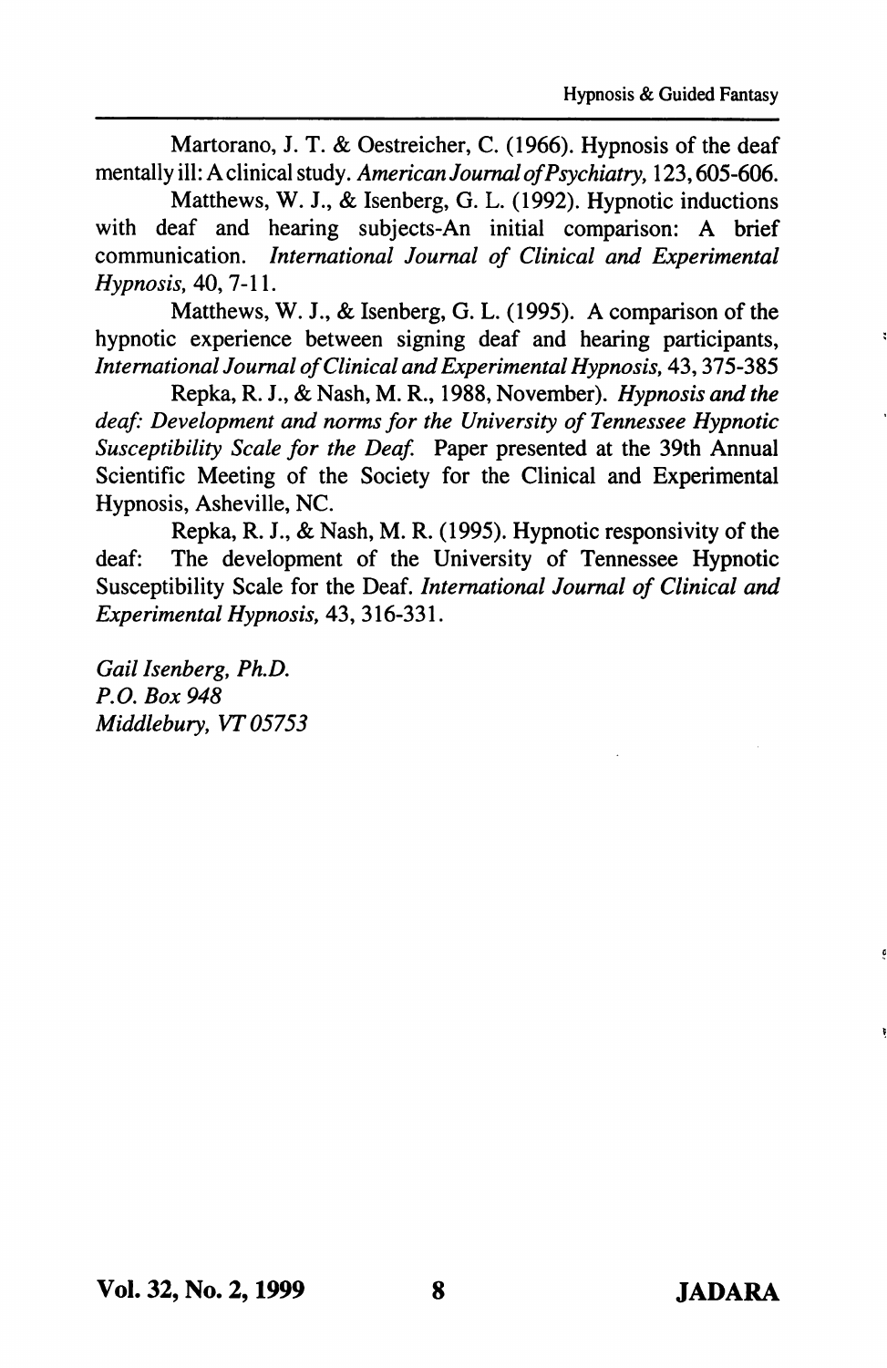Martorano, J. T. & Oestreicher, C. (1966). Hypnosis of the deaf mentally ill: A clinical study. *American Journal of Psychiatry*, 123, 605-606.

Matthews, W. J., & Isenberg, G. L. (1992). Hypnotic inductions with deaf and hearing subjects-An initial comparison: A brief communication. *International Journal of Clinical and Experimental Hypnosis*, 40, 7-11.

Matthews, W. J., & Isenberg, G. L. (1995). A comparison of the hypnotic experience between signing deaf and hearing participants, *International Journal of Clinical and Experimental Hypnosis*, 43, 375-385

Repka, R. J., & Nash, M. R., 1988, November). *Hypnosis and the deaf: Development and norms for the University of Tennessee Hypnotic Susceptibility Scale for the Deaf.* Paper presented at the 39th Annual Scientific Meeting of the Society for the Clinical and Experimental Hypnosis, Asheville, NC.

Repka, R. J., & Nash, M. R. (1995). Hypnotic responsivity of the deaf: The development of the University of Tennessee Hypnotic Susceptibility Scale for the Deaf. *International Journal of Clinical and Experimental Hypnosis*, 43, 316-331.

*Gail Isenberg, Ph.D.*
*P.O. Box 948*
*Middlebury, VT 05753*